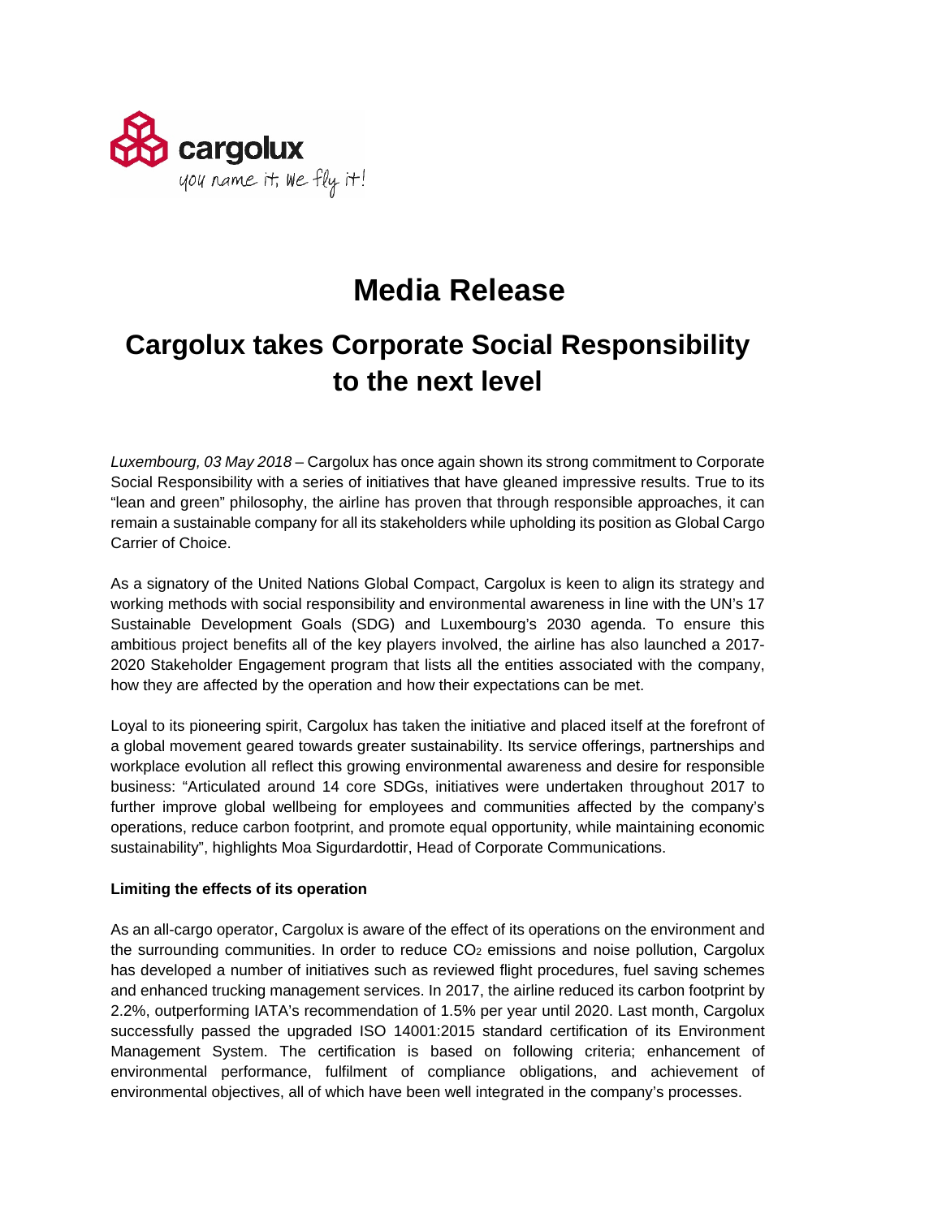cargolux

you name it, we fly it!

# Media Release

## Cargolux takes Corporate Social Responsibility to the next level

*Luxembourg, 03 May 2018* – Cargolux has once again shown its strong commitment to Corporate Social Responsibility with a series of initiatives that have gleaned impressive results. True to its "lean and green" philosophy, the airline has proven that through responsible approaches, it can remain a sustainable company for all its stakeholders while upholding its position as Global Cargo Carrier of Choice.

As a signatory of the United Nations Global Compact, Cargolux is keen to align its strategy and working methods with social responsibility and environmental awareness in line with the UN's 17 Sustainable Development Goals (SDG) and Luxembourg's 2030 agenda. To ensure this ambitious project benefits all of the key players involved, the airline has also launched a 2017-2020 Stakeholder Engagement program that lists all the entities associated with the company, how they are affected by the operation and how their expectations can be met.

Loyal to its pioneering spirit, Cargolux has taken the initiative and placed itself at the forefront of a global movement geared towards greater sustainability. Its service offerings, partnerships and workplace evolution all reflect this growing environmental awareness and desire for responsible business: "Articulated around 14 core SDGs, initiatives were undertaken throughout 2017 to further improve global wellbeing for employees and communities affected by the company's operations, reduce carbon footprint, and promote equal opportunity, while maintaining economic sustainability", highlights Moa Sigurdardottir, Head of Corporate Communications.

**Limiting the effects of its operation**

As an all-cargo operator, Cargolux is aware of the effect of its operations on the environment and the surrounding communities. In order to reduce $CO_2$ emissions and noise pollution, Cargolux has developed a number of initiatives such as reviewed flight procedures, fuel saving schemes and enhanced trucking management services. In 2017, the airline reduced its carbon footprint by 2.2%, outperforming IATA's recommendation of 1.5% per year until 2020. Last month, Cargolux successfully passed the upgraded ISO 14001:2015 standard certification of its Environment Management System. The certification is based on following criteria; enhancement of environmental performance, fulfilment of compliance obligations, and achievement of environmental objectives, all of which have been well integrated in the company's processes.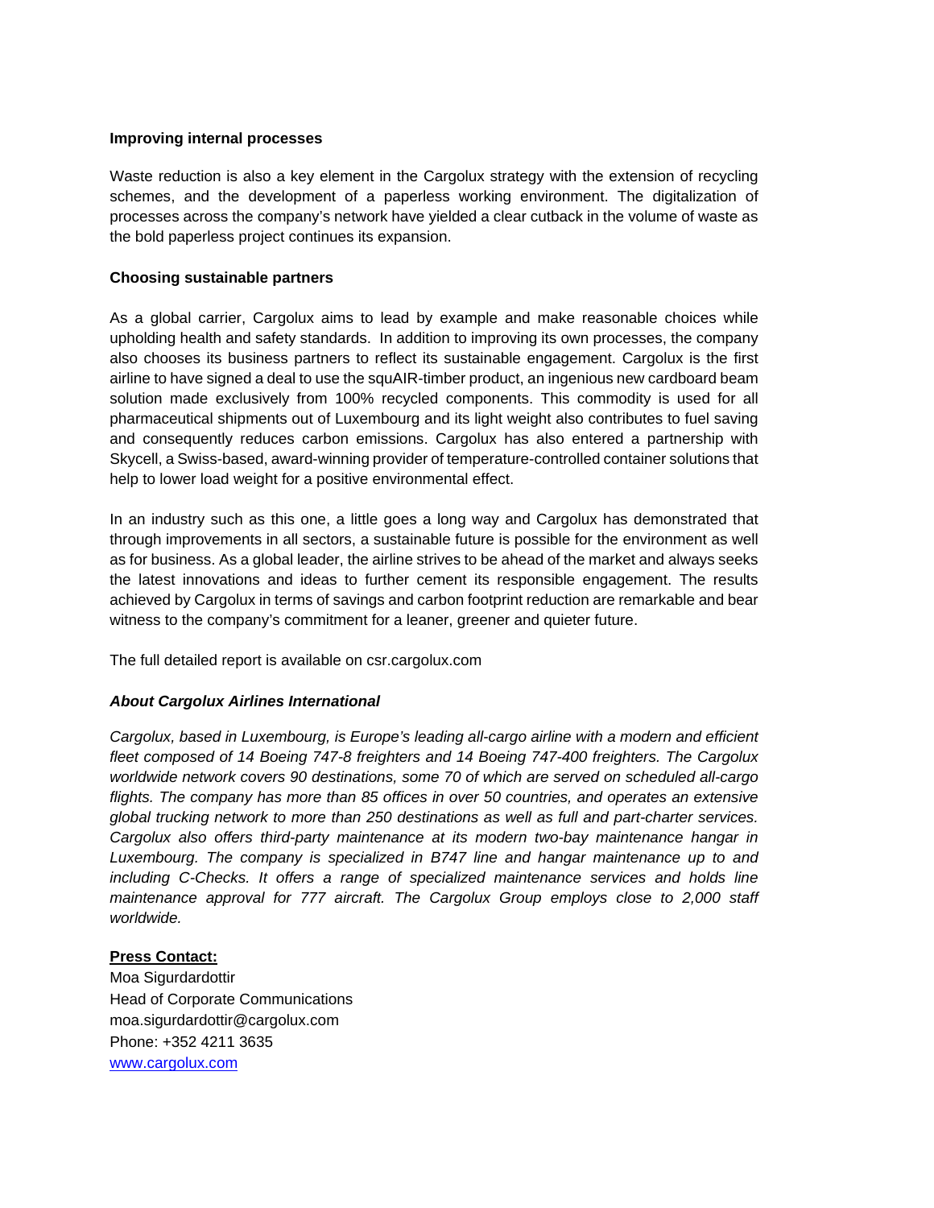**Improving internal processes**

Waste reduction is also a key element in the Cargolux strategy with the extension of recycling schemes, and the development of a paperless working environment. The digitalization of processes across the company's network have yielded a clear cutback in the volume of waste as the bold paperless project continues its expansion.

**Choosing sustainable partners**

As a global carrier, Cargolux aims to lead by example and make reasonable choices while upholding health and safety standards. In addition to improving its own processes, the company also chooses its business partners to reflect its sustainable engagement. Cargolux is the first airline to have signed a deal to use the squAIR-timber product, an ingenious new cardboard beam solution made exclusively from 100% recycled components. This commodity is used for all pharmaceutical shipments out of Luxembourg and its light weight also contributes to fuel saving and consequently reduces carbon emissions. Cargolux has also entered a partnership with Skycell, a Swiss-based, award-winning provider of temperature-controlled container solutions that help to lower load weight for a positive environmental effect.

In an industry such as this one, a little goes a long way and Cargolux has demonstrated that through improvements in all sectors, a sustainable future is possible for the environment as well as for business. As a global leader, the airline strives to be ahead of the market and always seeks the latest innovations and ideas to further cement its responsible engagement. The results achieved by Cargolux in terms of savings and carbon footprint reduction are remarkable and bear witness to the company's commitment for a leaner, greener and quieter future.

The full detailed report is available on csr.cargolux.com

***About Cargolux Airlines International***

*Cargolux, based in Luxembourg, is Europe's leading all-cargo airline with a modern and efficient fleet composed of 14 Boeing 747-8 freighters and 14 Boeing 747-400 freighters. The Cargolux worldwide network covers 90 destinations, some 70 of which are served on scheduled all-cargo flights. The company has more than 85 offices in over 50 countries, and operates an extensive global trucking network to more than 250 destinations as well as full and part-charter services. Cargolux also offers third-party maintenance at its modern two-bay maintenance hangar in Luxembourg. The company is specialized in B747 line and hangar maintenance up to and including C-Checks. It offers a range of specialized maintenance services and holds line maintenance approval for 777 aircraft. The Cargolux Group employs close to 2,000 staff worldwide.*

**Press Contact:**

Moa Sigurdardottir
Head of Corporate Communications
moa.sigurdardottir@cargolux.com
Phone: +352 4211 3635
www.cargolux.com